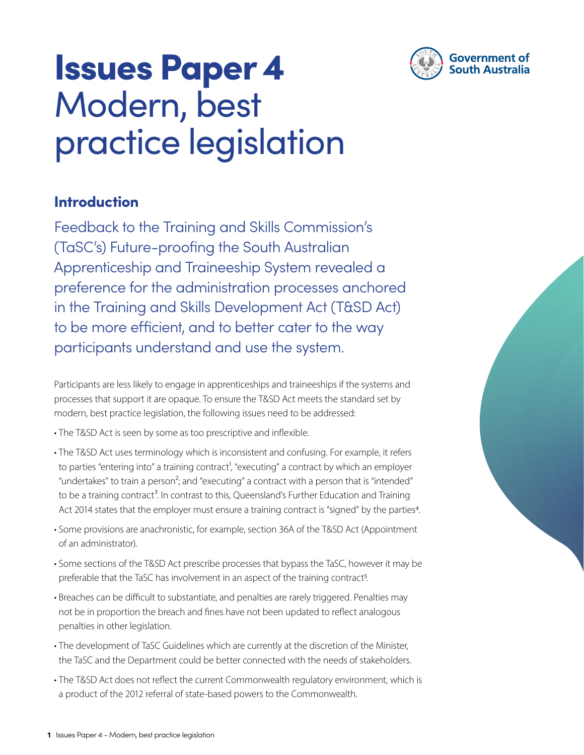# Issues Paper 4
# Modern, best practice legislation

## Introduction

Feedback to the Training and Skills Commission's (TaSC's) Future-proofing the South Australian Apprenticeship and Traineeship System revealed a preference for the administration processes anchored in the Training and Skills Development Act (T&SD Act) to be more efficient, and to better cater to the way participants understand and use the system.

Participants are less likely to engage in apprenticeships and traineeships if the systems and processes that support it are opaque. To ensure the T&SD Act meets the standard set by modern, best practice legislation, the following issues need to be addressed:

- The T&SD Act is seen by some as too prescriptive and inflexible.
- The T&SD Act uses terminology which is inconsistent and confusing. For example, it refers to parties "entering into" a training contract[1], "executing" a contract by which an employer "undertakes" to train a person[2]; and "executing" a contract with a person that is "intended" to be a training contract[3]. In contrast to this, Queensland's Further Education and Training Act 2014 states that the employer must ensure a training contract is "signed" by the parties[4].
- Some provisions are anachronistic, for example, section 36A of the T&SD Act (Appointment of an administrator).
- Some sections of the T&SD Act prescribe processes that bypass the TaSC, however it may be preferable that the TaSC has involvement in an aspect of the training contract[5].
- Breaches can be difficult to substantiate, and penalties are rarely triggered. Penalties may not be in proportion the breach and fines have not been updated to reflect analogous penalties in other legislation.
- The development of TaSC Guidelines which are currently at the discretion of the Minister, the TaSC and the Department could be better connected with the needs of stakeholders.
- The T&SD Act does not reflect the current Commonwealth regulatory environment, which is a product of the 2012 referral of state-based powers to the Commonwealth.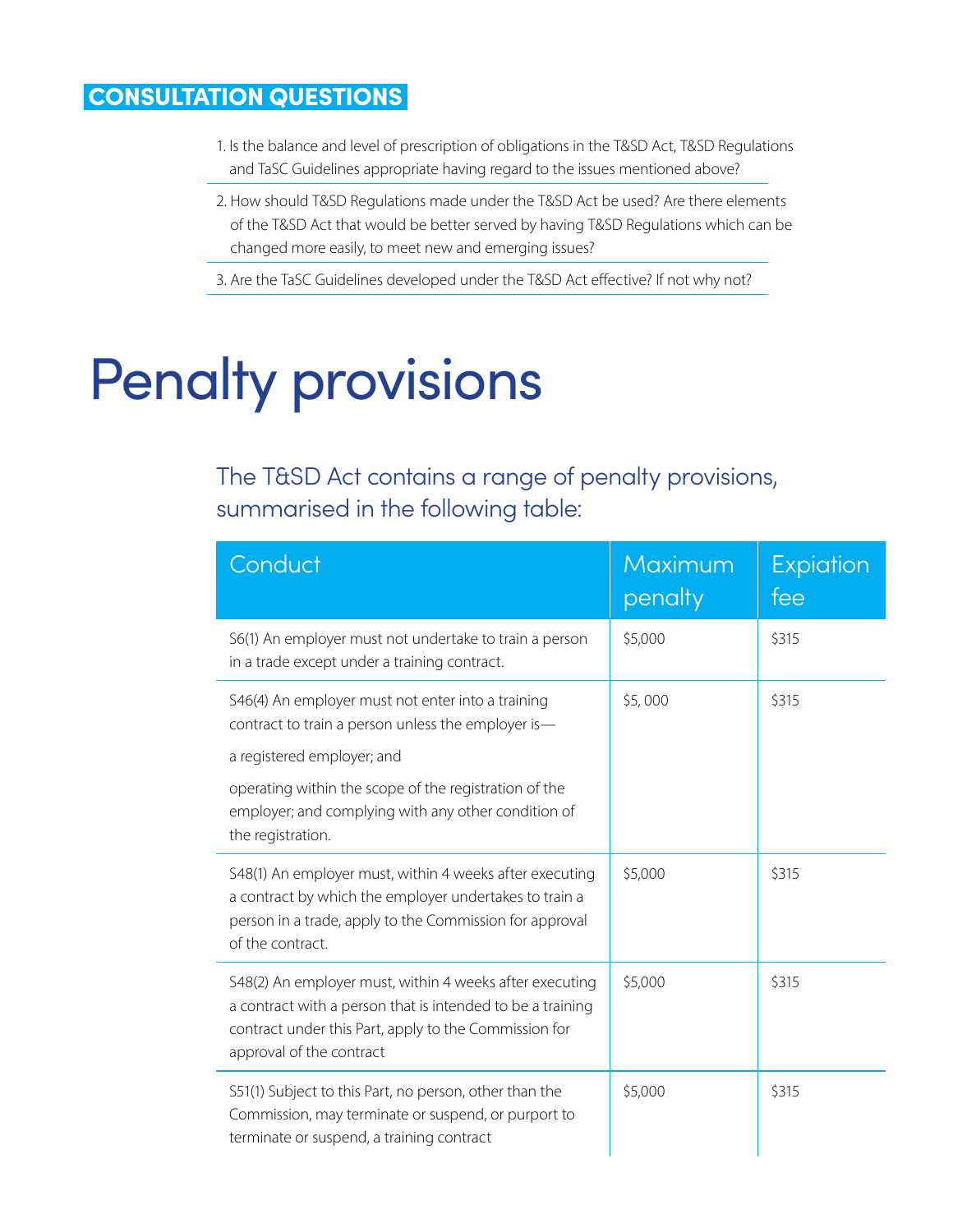## CONSULTATION QUESTIONS

1. Is the balance and level of prescription of obligations in the T&SD Act, T&SD Regulations and TaSC Guidelines appropriate having regard to the issues mentioned above?
2. How should T&SD Regulations made under the T&SD Act be used? Are there elements of the T&SD Act that would be better served by having T&SD Regulations which can be changed more easily, to meet new and emerging issues?
3. Are the TaSC Guidelines developed under the T&SD Act effective? If not why not?

# Penalty provisions

## The T&SD Act contains a range of penalty provisions, summarised in the following table:

| Conduct | Maximum penalty | Expiation fee |
|---|---|---|
| S6(1) An employer must not undertake to train a person in a trade except under a training contract. | $5,000 | $315 |
| S46(4) An employer must not enter into a training contract to train a person unless the employer is— <br> a registered employer; and <br> operating within the scope of the registration of the employer; and complying with any other condition of the registration. | $5, 000 | $315 |
| S48(1) An employer must, within 4 weeks after executing a contract by which the employer undertakes to train a person in a trade, apply to the Commission for approval of the contract. | $5,000 | $315 |
| S48(2) An employer must, within 4 weeks after executing a contract with a person that is intended to be a training contract under this Part, apply to the Commission for approval of the contract | $5,000 | $315 |
| S51(1) Subject to this Part, no person, other than the Commission, may terminate or suspend, or purport to terminate or suspend, a training contract | $5,000 | $315 |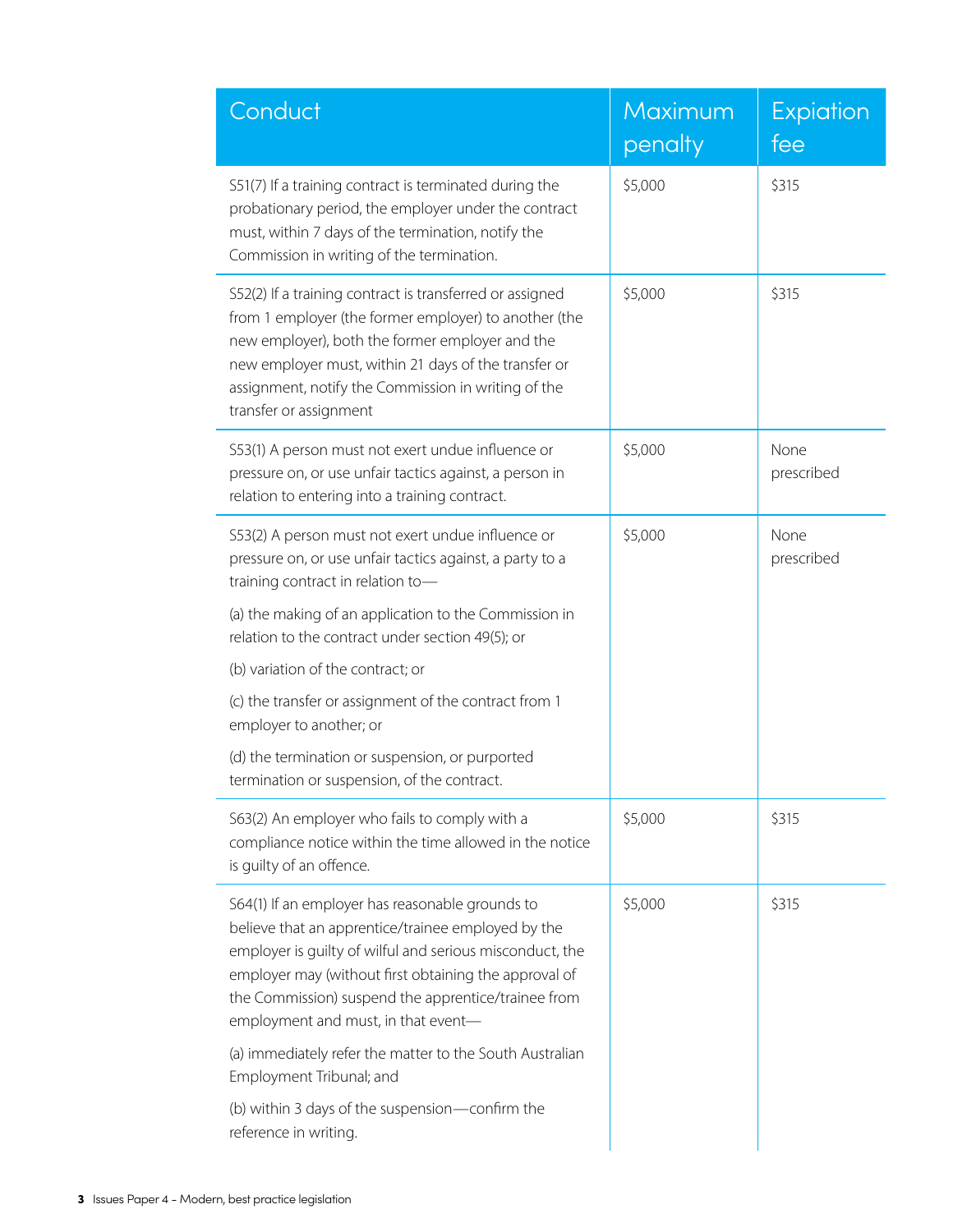| Conduct | Maximum penalty | Expiation fee |
|---|---|---|
| S51(7) If a training contract is terminated during the probationary period, the employer under the contract must, within 7 days of the termination, notify the Commission in writing of the termination. | $5,000 | $315 |
| S52(2) If a training contract is transferred or assigned from 1 employer (the former employer) to another (the new employer), both the former employer and the new employer must, within 21 days of the transfer or assignment, notify the Commission in writing of the transfer or assignment | $5,000 | $315 |
| S53(1) A person must not exert undue influence or pressure on, or use unfair tactics against, a person in relation to entering into a training contract. | $5,000 | None prescribed |
| S53(2) A person must not exert undue influence or pressure on, or use unfair tactics against, a party to a training contract in relation to—<br><br>(a) the making of an application to the Commission in relation to the contract under section 49(5); or<br><br>(b) variation of the contract; or<br><br>(c) the transfer or assignment of the contract from 1 employer to another; or<br><br>(d) the termination or suspension, or purported termination or suspension, of the contract. | $5,000 | None prescribed |
| S63(2) An employer who fails to comply with a compliance notice within the time allowed in the notice is guilty of an offence. | $5,000 | $315 |
| S64(1) If an employer has reasonable grounds to believe that an apprentice/trainee employed by the employer is guilty of wilful and serious misconduct, the employer may (without first obtaining the approval of the Commission) suspend the apprentice/trainee from employment and must, in that event—<br><br>(a) immediately refer the matter to the South Australian Employment Tribunal; and<br><br>(b) within 3 days of the suspension—confirm the reference in writing. | $5,000 | $315 |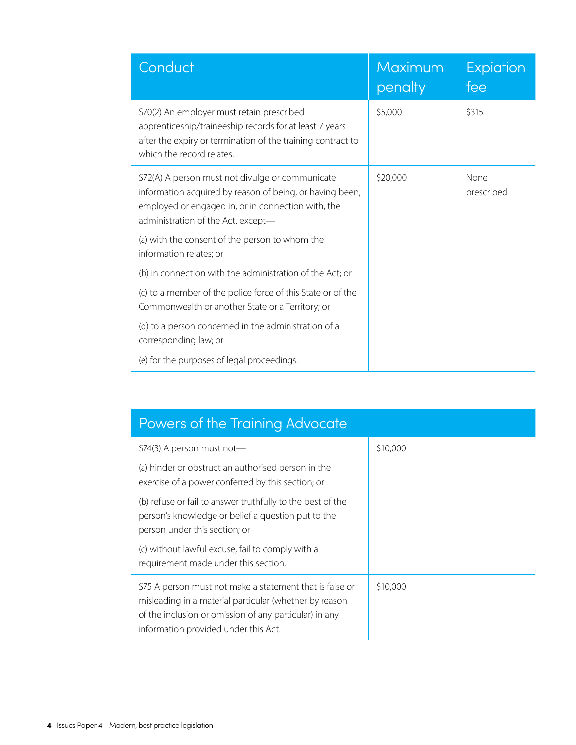| Conduct | Maximum penalty | Expiation fee |
|---|---|---|
| S70(2) An employer must retain prescribed apprenticeship/traineeship records for at least 7 years after the expiry or termination of the training contract to which the record relates. | $5,000 | $315 |
| S72(A) A person must not divulge or communicate information acquired by reason of being, or having been, employed or engaged in, or in connection with, the administration of the Act, except— (a) with the consent of the person to whom the information relates; or (b) in connection with the administration of the Act; or (c) to a member of the police force of this State or of the Commonwealth or another State or a Territory; or (d) to a person concerned in the administration of a corresponding law; or (e) for the purposes of legal proceedings. | $20,000 | None prescribed |

| Powers of the Training Advocate | | |
|---|---|---|
| S74(3) A person must not— (a) hinder or obstruct an authorised person in the exercise of a power conferred by this section; or (b) refuse or fail to answer truthfully to the best of the person's knowledge or belief a question put to the person under this section; or (c) without lawful excuse, fail to comply with a requirement made under this section. | $10,000 | |
| S75 A person must not make a statement that is false or misleading in a material particular (whether by reason of the inclusion or omission of any particular) in any information provided under this Act. | $10,000 | |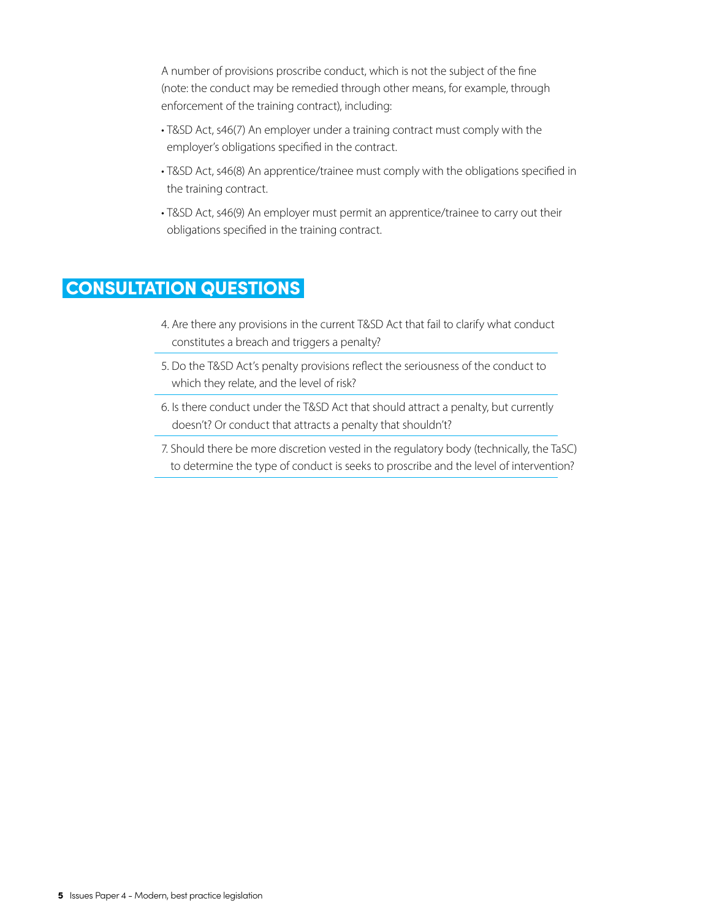A number of provisions proscribe conduct, which is not the subject of the fine (note: the conduct may be remedied through other means, for example, through enforcement of the training contract), including:

- T&SD Act, s46(7) An employer under a training contract must comply with the employer's obligations specified in the contract.
- T&SD Act, s46(8) An apprentice/trainee must comply with the obligations specified in the training contract.
- T&SD Act, s46(9) An employer must permit an apprentice/trainee to carry out their obligations specified in the training contract.

## CONSULTATION QUESTIONS

4. Are there any provisions in the current T&SD Act that fail to clarify what conduct constitutes a breach and triggers a penalty?
5. Do the T&SD Act's penalty provisions reflect the seriousness of the conduct to which they relate, and the level of risk?
6. Is there conduct under the T&SD Act that should attract a penalty, but currently doesn't? Or conduct that attracts a penalty that shouldn't?
7. Should there be more discretion vested in the regulatory body (technically, the TaSC) to determine the type of conduct is seeks to proscribe and the level of intervention?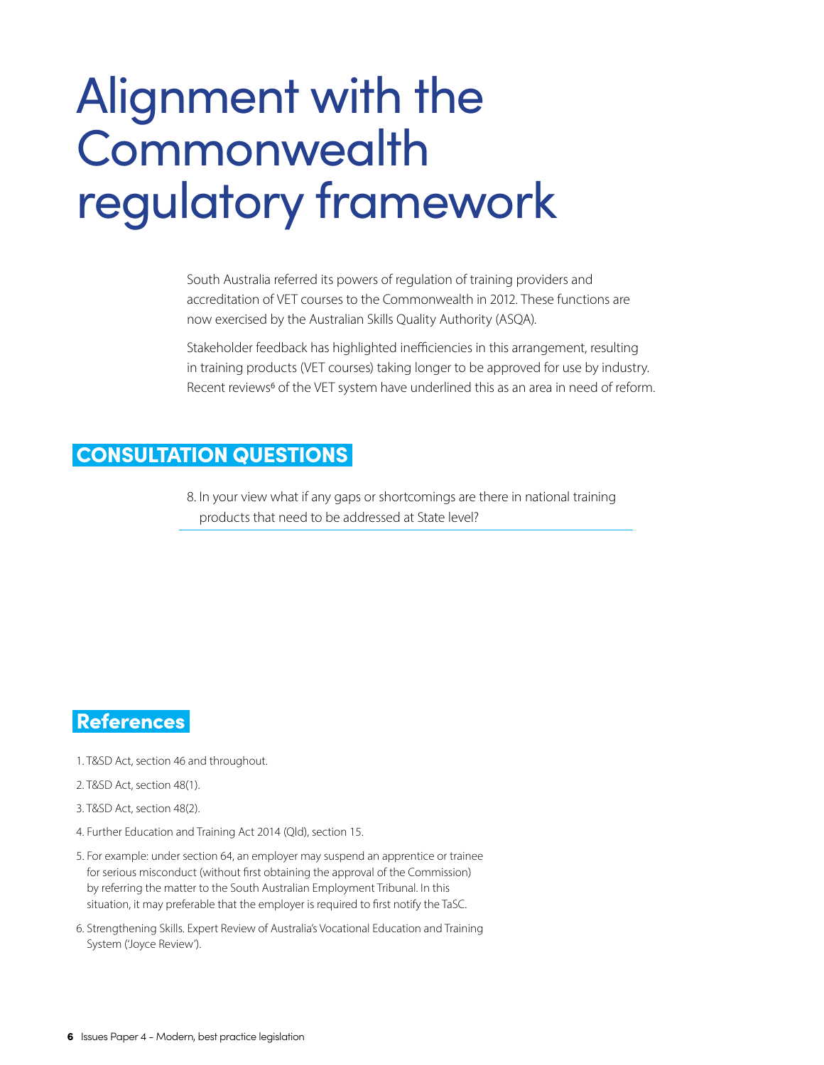# Alignment with the Commonwealth regulatory framework

South Australia referred its powers of regulation of training providers and accreditation of VET courses to the Commonwealth in 2012. These functions are now exercised by the Australian Skills Quality Authority (ASQA).

Stakeholder feedback has highlighted inefficiencies in this arrangement, resulting in training products (VET courses) taking longer to be approved for use by industry. Recent reviews[6] of the VET system have underlined this as an area in need of reform.

## CONSULTATION QUESTIONS

8. In your view what if any gaps or shortcomings are there in national training products that need to be addressed at State level?

## References

1. T&SD Act, section 46 and throughout.
2. T&SD Act, section 48(1).
3. T&SD Act, section 48(2).
4. Further Education and Training Act 2014 (Qld), section 15.
5. For example: under section 64, an employer may suspend an apprentice or trainee for serious misconduct (without first obtaining the approval of the Commission) by referring the matter to the South Australian Employment Tribunal. In this situation, it may preferable that the employer is required to first notify the TaSC.
6. Strengthening Skills. Expert Review of Australia's Vocational Education and Training System ('Joyce Review').